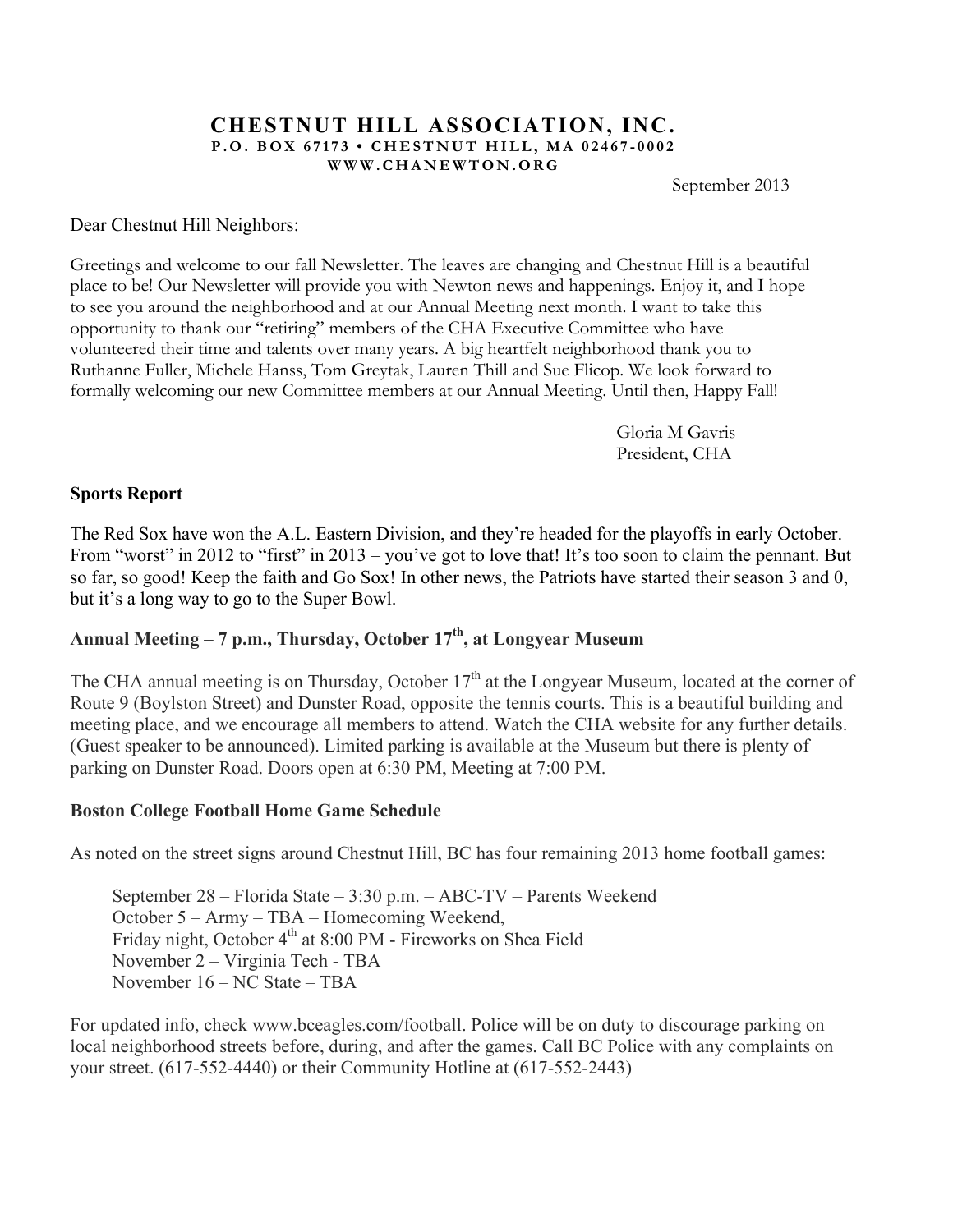# CHESTNUT HILL ASSOCIATION, INC.

**P.O. BOX 67173 • CHESTNUT HILL, MA 02467-0002**

**WWW.CHANEWTON.ORG**

September 2013

Dear Chestnut Hill Neighbors:

Greetings and welcome to our fall Newsletter. The leaves are changing and Chestnut Hill is a beautiful place to be! Our Newsletter will provide you with Newton news and happenings. Enjoy it, and I hope to see you around the neighborhood and at our Annual Meeting next month. I want to take this opportunity to thank our "retiring" members of the CHA Executive Committee who have volunteered their time and talents over many years. A big heartfelt neighborhood thank you to Ruthanne Fuller, Michele Hanss, Tom Greytak, Lauren Thill and Sue Flicop. We look forward to formally welcoming our new Committee members at our Annual Meeting. Until then, Happy Fall!

Gloria M Gavris
President, CHA

**Sports Report**

The Red Sox have won the A.L. Eastern Division, and they're headed for the playoffs in early October. From "worst" in 2012 to "first" in 2013 – you've got to love that! It's too soon to claim the pennant. But so far, so good! Keep the faith and Go Sox! In other news, the Patriots have started their season 3 and 0, but it's a long way to go to the Super Bowl.

**Annual Meeting – 7 p.m., Thursday, October 17th, at Longyear Museum**

The CHA annual meeting is on Thursday, October 17th at the Longyear Museum, located at the corner of Route 9 (Boylston Street) and Dunster Road, opposite the tennis courts. This is a beautiful building and meeting place, and we encourage all members to attend. Watch the CHA website for any further details. (Guest speaker to be announced). Limited parking is available at the Museum but there is plenty of parking on Dunster Road. Doors open at 6:30 PM, Meeting at 7:00 PM.

**Boston College Football Home Game Schedule**

As noted on the street signs around Chestnut Hill, BC has four remaining 2013 home football games:

September 28 – Florida State – 3:30 p.m. – ABC-TV – Parents Weekend
October 5 – Army – TBA – Homecoming Weekend,
Friday night, October 4th at 8:00 PM - Fireworks on Shea Field
November 2 – Virginia Tech - TBA
November 16 – NC State – TBA

For updated info, check www.bceagles.com/football. Police will be on duty to discourage parking on local neighborhood streets before, during, and after the games. Call BC Police with any complaints on your street. (617-552-4440) or their Community Hotline at (617-552-2443)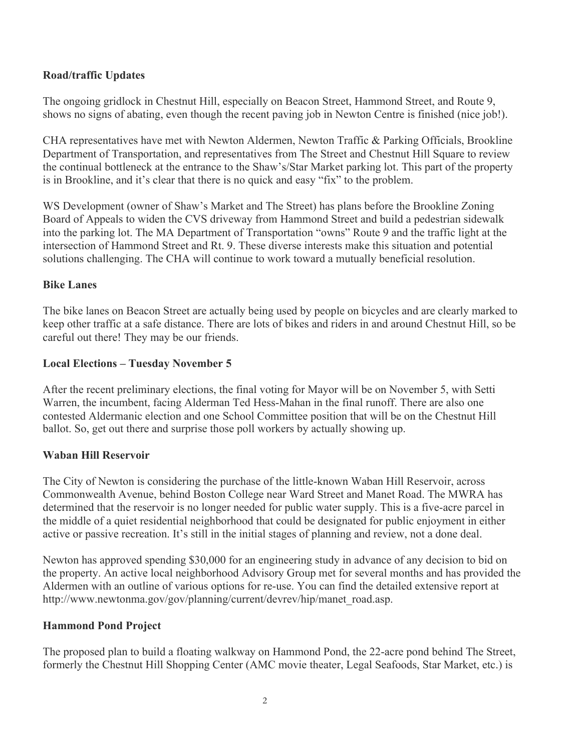**Road/traffic Updates**

The ongoing gridlock in Chestnut Hill, especially on Beacon Street, Hammond Street, and Route 9, shows no signs of abating, even though the recent paving job in Newton Centre is finished (nice job!).

CHA representatives have met with Newton Aldermen, Newton Traffic & Parking Officials, Brookline Department of Transportation, and representatives from The Street and Chestnut Hill Square to review the continual bottleneck at the entrance to the Shaw's/Star Market parking lot. This part of the property is in Brookline, and it's clear that there is no quick and easy "fix" to the problem.

WS Development (owner of Shaw's Market and The Street) has plans before the Brookline Zoning Board of Appeals to widen the CVS driveway from Hammond Street and build a pedestrian sidewalk into the parking lot. The MA Department of Transportation "owns" Route 9 and the traffic light at the intersection of Hammond Street and Rt. 9. These diverse interests make this situation and potential solutions challenging. The CHA will continue to work toward a mutually beneficial resolution.

**Bike Lanes**

The bike lanes on Beacon Street are actually being used by people on bicycles and are clearly marked to keep other traffic at a safe distance. There are lots of bikes and riders in and around Chestnut Hill, so be careful out there! They may be our friends.

**Local Elections – Tuesday November 5**

After the recent preliminary elections, the final voting for Mayor will be on November 5, with Setti Warren, the incumbent, facing Alderman Ted Hess-Mahan in the final runoff. There are also one contested Aldermanic election and one School Committee position that will be on the Chestnut Hill ballot. So, get out there and surprise those poll workers by actually showing up.

**Waban Hill Reservoir**

The City of Newton is considering the purchase of the little-known Waban Hill Reservoir, across Commonwealth Avenue, behind Boston College near Ward Street and Manet Road. The MWRA has determined that the reservoir is no longer needed for public water supply. This is a five-acre parcel in the middle of a quiet residential neighborhood that could be designated for public enjoyment in either active or passive recreation. It's still in the initial stages of planning and review, not a done deal.

Newton has approved spending $30,000 for an engineering study in advance of any decision to bid on the property. An active local neighborhood Advisory Group met for several months and has provided the Aldermen with an outline of various options for re-use. You can find the detailed extensive report at http://www.newtonma.gov/gov/planning/current/devrev/hip/manet_road.asp.

**Hammond Pond Project**

The proposed plan to build a floating walkway on Hammond Pond, the 22-acre pond behind The Street, formerly the Chestnut Hill Shopping Center (AMC movie theater, Legal Seafoods, Star Market, etc.) is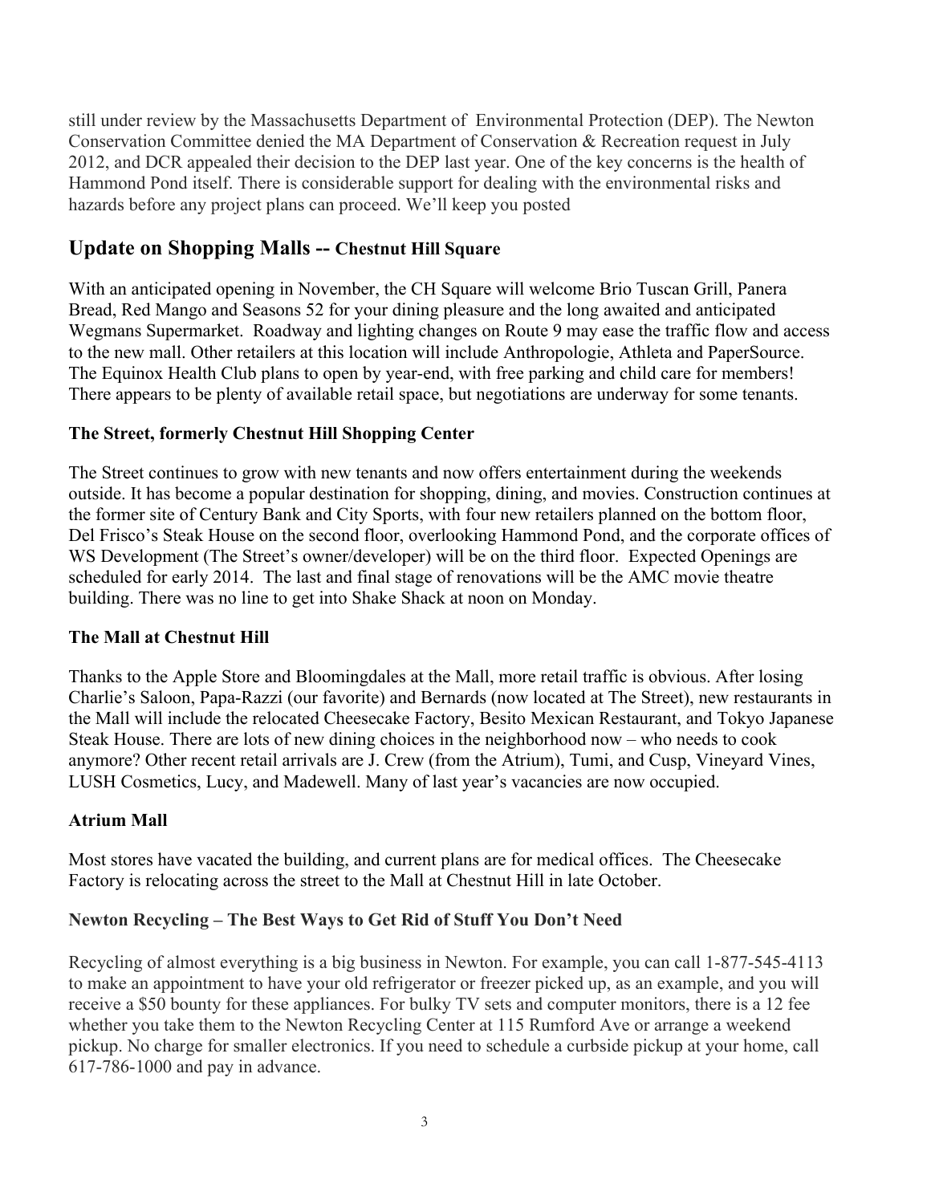still under review by the Massachusetts Department of Environmental Protection (DEP). The Newton Conservation Committee denied the MA Department of Conservation & Recreation request in July 2012, and DCR appealed their decision to the DEP last year. One of the key concerns is the health of Hammond Pond itself. There is considerable support for dealing with the environmental risks and hazards before any project plans can proceed. We'll keep you posted

## Update on Shopping Malls -- Chestnut Hill Square

With an anticipated opening in November, the CH Square will welcome Brio Tuscan Grill, Panera Bread, Red Mango and Seasons 52 for your dining pleasure and the long awaited and anticipated Wegmans Supermarket. Roadway and lighting changes on Route 9 may ease the traffic flow and access to the new mall. Other retailers at this location will include Anthropologie, Athleta and PaperSource. The Equinox Health Club plans to open by year-end, with free parking and child care for members! There appears to be plenty of available retail space, but negotiations are underway for some tenants.

### The Street, formerly Chestnut Hill Shopping Center

The Street continues to grow with new tenants and now offers entertainment during the weekends outside. It has become a popular destination for shopping, dining, and movies. Construction continues at the former site of Century Bank and City Sports, with four new retailers planned on the bottom floor, Del Frisco's Steak House on the second floor, overlooking Hammond Pond, and the corporate offices of WS Development (The Street's owner/developer) will be on the third floor. Expected Openings are scheduled for early 2014. The last and final stage of renovations will be the AMC movie theatre building. There was no line to get into Shake Shack at noon on Monday.

### The Mall at Chestnut Hill

Thanks to the Apple Store and Bloomingdales at the Mall, more retail traffic is obvious. After losing Charlie's Saloon, Papa-Razzi (our favorite) and Bernards (now located at The Street), new restaurants in the Mall will include the relocated Cheesecake Factory, Besito Mexican Restaurant, and Tokyo Japanese Steak House. There are lots of new dining choices in the neighborhood now – who needs to cook anymore? Other recent retail arrivals are J. Crew (from the Atrium), Tumi, and Cusp, Vineyard Vines, LUSH Cosmetics, Lucy, and Madewell. Many of last year's vacancies are now occupied.

### Atrium Mall

Most stores have vacated the building, and current plans are for medical offices. The Cheesecake Factory is relocating across the street to the Mall at Chestnut Hill in late October.

### Newton Recycling – The Best Ways to Get Rid of Stuff You Don't Need

Recycling of almost everything is a big business in Newton. For example, you can call 1-877-545-4113 to make an appointment to have your old refrigerator or freezer picked up, as an example, and you will receive a $50 bounty for these appliances. For bulky TV sets and computer monitors, there is a 12 fee whether you take them to the Newton Recycling Center at 115 Rumford Ave or arrange a weekend pickup. No charge for smaller electronics. If you need to schedule a curbside pickup at your home, call 617-786-1000 and pay in advance.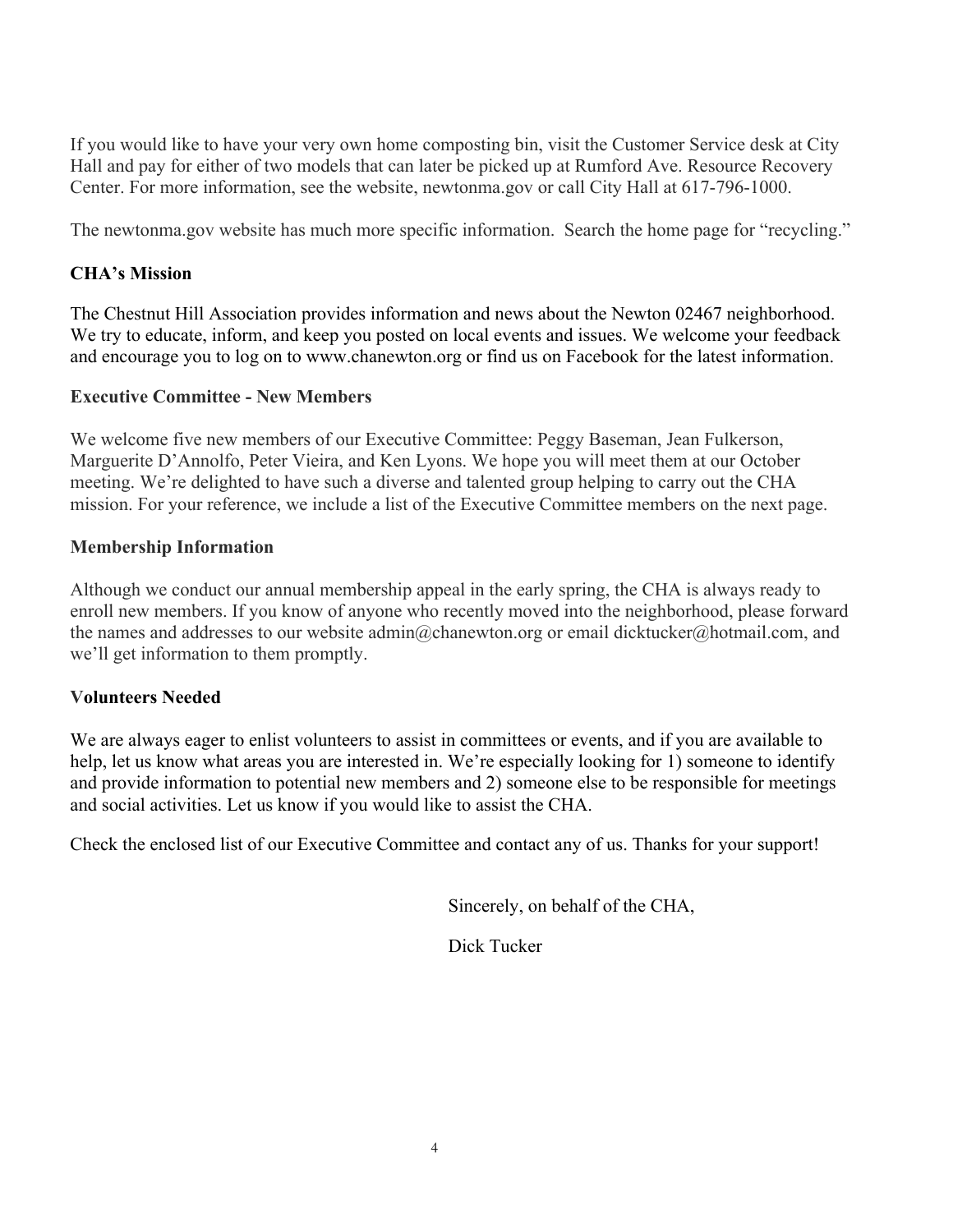If you would like to have your very own home composting bin, visit the Customer Service desk at City Hall and pay for either of two models that can later be picked up at Rumford Ave. Resource Recovery Center. For more information, see the website, newtonma.gov or call City Hall at 617-796-1000.

The newtonma.gov website has much more specific information. Search the home page for "recycling."

**CHA's Mission**

The Chestnut Hill Association provides information and news about the Newton 02467 neighborhood. We try to educate, inform, and keep you posted on local events and issues. We welcome your feedback and encourage you to log on to www.chanewton.org or find us on Facebook for the latest information.

**Executive Committee - New Members**

We welcome five new members of our Executive Committee: Peggy Baseman, Jean Fulkerson, Marguerite D'Annolfo, Peter Vieira, and Ken Lyons. We hope you will meet them at our October meeting. We're delighted to have such a diverse and talented group helping to carry out the CHA mission. For your reference, we include a list of the Executive Committee members on the next page.

**Membership Information**

Although we conduct our annual membership appeal in the early spring, the CHA is always ready to enroll new members. If you know of anyone who recently moved into the neighborhood, please forward the names and addresses to our website admin@chanewton.org or email dicktucker@hotmail.com, and we'll get information to them promptly.

**Volunteers Needed**

We are always eager to enlist volunteers to assist in committees or events, and if you are available to help, let us know what areas you are interested in. We're especially looking for 1) someone to identify and provide information to potential new members and 2) someone else to be responsible for meetings and social activities. Let us know if you would like to assist the CHA.

Check the enclosed list of our Executive Committee and contact any of us. Thanks for your support!

Sincerely, on behalf of the CHA,

Dick Tucker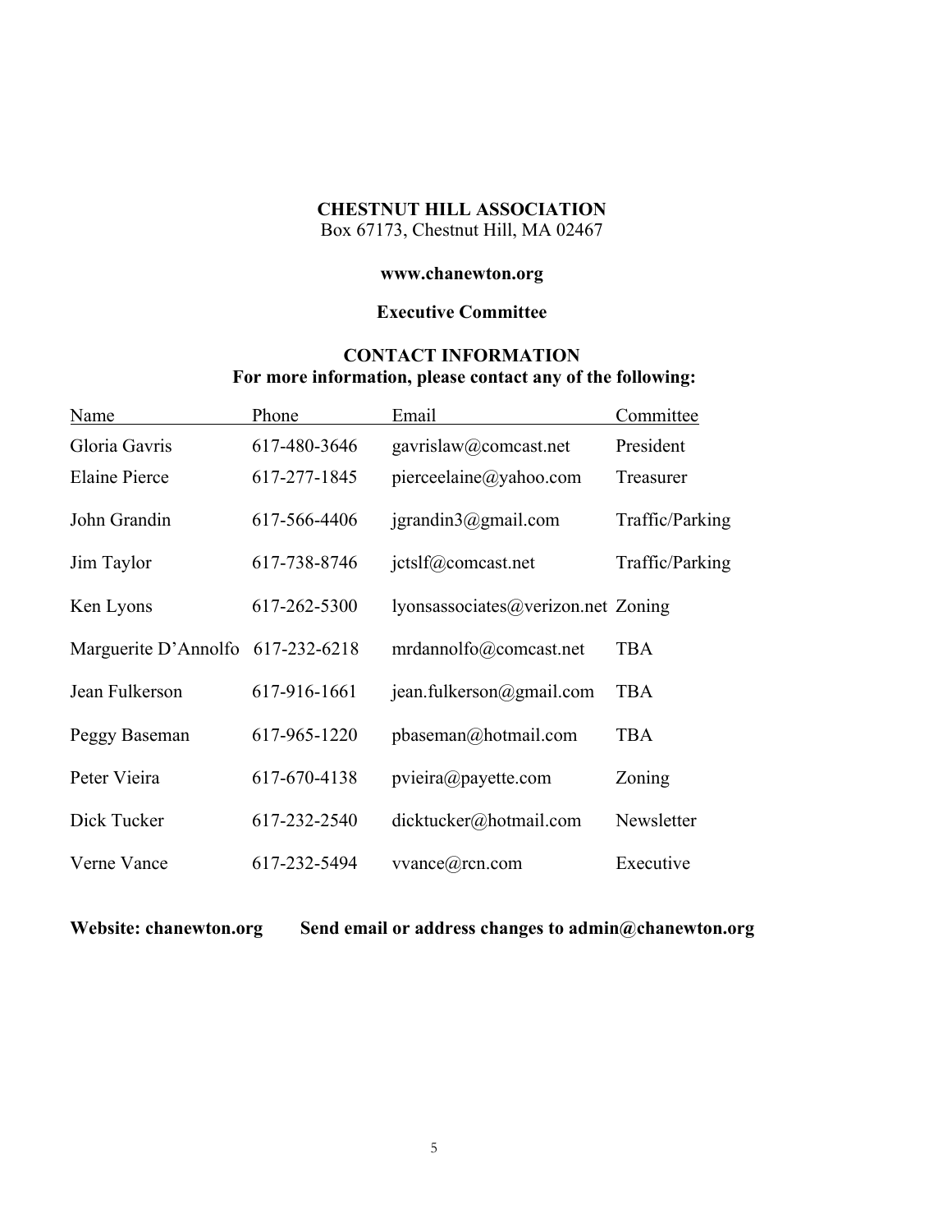**CHESTNUT HILL ASSOCIATION**

Box 67173, Chestnut Hill, MA 02467

**www.chanewton.org**

**Executive Committee**

**CONTACT INFORMATION**

**For more information, please contact any of the following:**

| Name | Phone | Email | Committee |
|---|---|---|---|
| Gloria Gavris | 617-480-3646 | gavrislaw@comcast.net | President |
| Elaine Pierce | 617-277-1845 | pierceelaine@yahoo.com | Treasurer |
| John Grandin | 617-566-4406 | jgrandin3@gmail.com | Traffic/Parking |
| Jim Taylor | 617-738-8746 | jctslf@comcast.net | Traffic/Parking |
| Ken Lyons | 617-262-5300 | lyonsassociates@verizon.net | Zoning |
| Marguerite D'Annolfo | 617-232-6218 | mrdannolfo@comcast.net | TBA |
| Jean Fulkerson | 617-916-1661 | jean.fulkerson@gmail.com | TBA |
| Peggy Baseman | 617-965-1220 | pbaseman@hotmail.com | TBA |
| Peter Vieira | 617-670-4138 | pvieira@payette.com | Zoning |
| Dick Tucker | 617-232-2540 | dicktucker@hotmail.com | Newsletter |
| Verne Vance | 617-232-5494 | vvance@rcn.com | Executive |

**Website: chanewton.org     Send email or address changes to admin@chanewton.org**